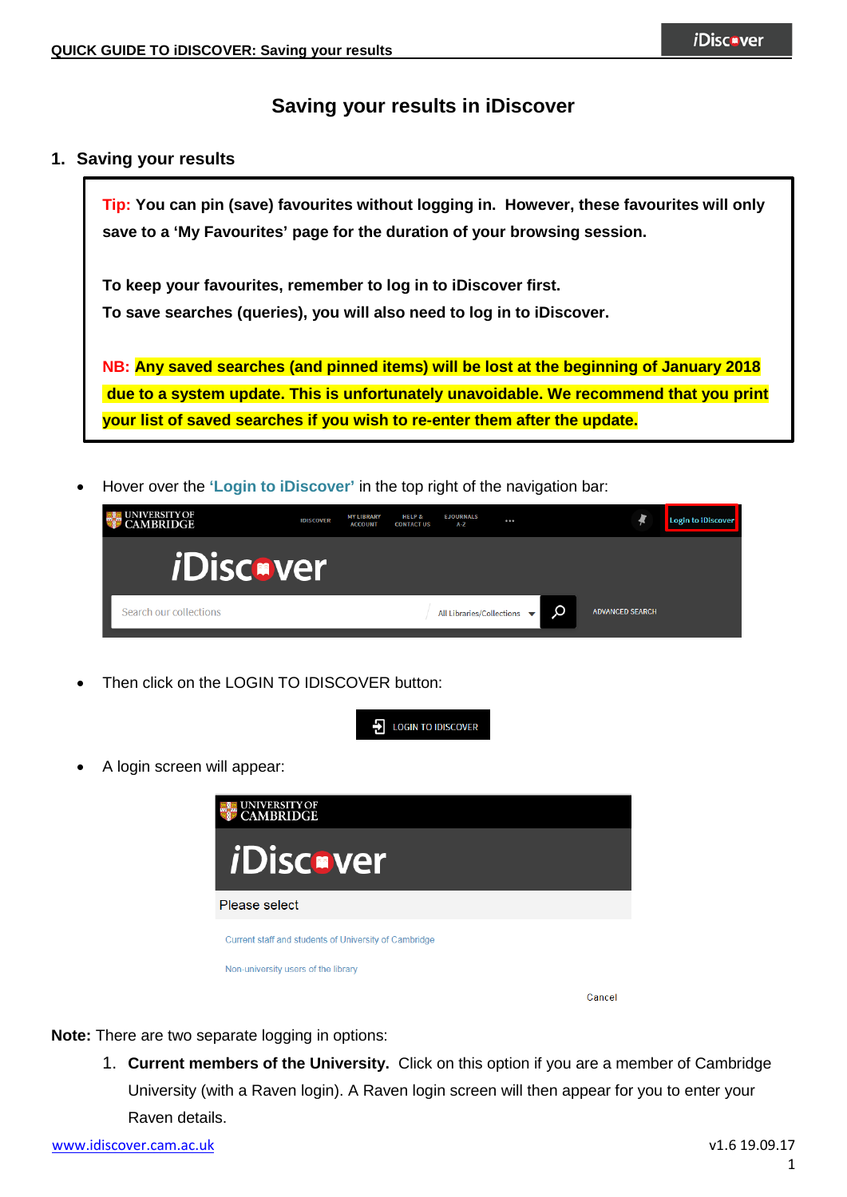# Saving your results in iDiscover

## 1. Saving your results

**Tip: You can pin (save) favourites without logging in. However, these favourites will only save to a 'My Favourites' page for the duration of your browsing session.**

**To keep your favourites, remember to log in to iDiscover first.**
**To save searches (queries), you will also need to log in to iDiscover.**

**NB: Any saved searches (and pinned items) will be lost at the beginning of January 2018 due to a system update. This is unfortunately unavoidable. We recommend that you print your list of saved searches if you wish to re-enter them after the update.**

- Hover over the **'Login to iDiscover'** in the top right of the navigation bar:

- Then click on the LOGIN TO IDISCOVER button:

- A login screen will appear:

**Note:** There are two separate logging in options:

1. **Current members of the University.** Click on this option if you are a member of Cambridge University (with a Raven login). A Raven login screen will then appear for you to enter your Raven details.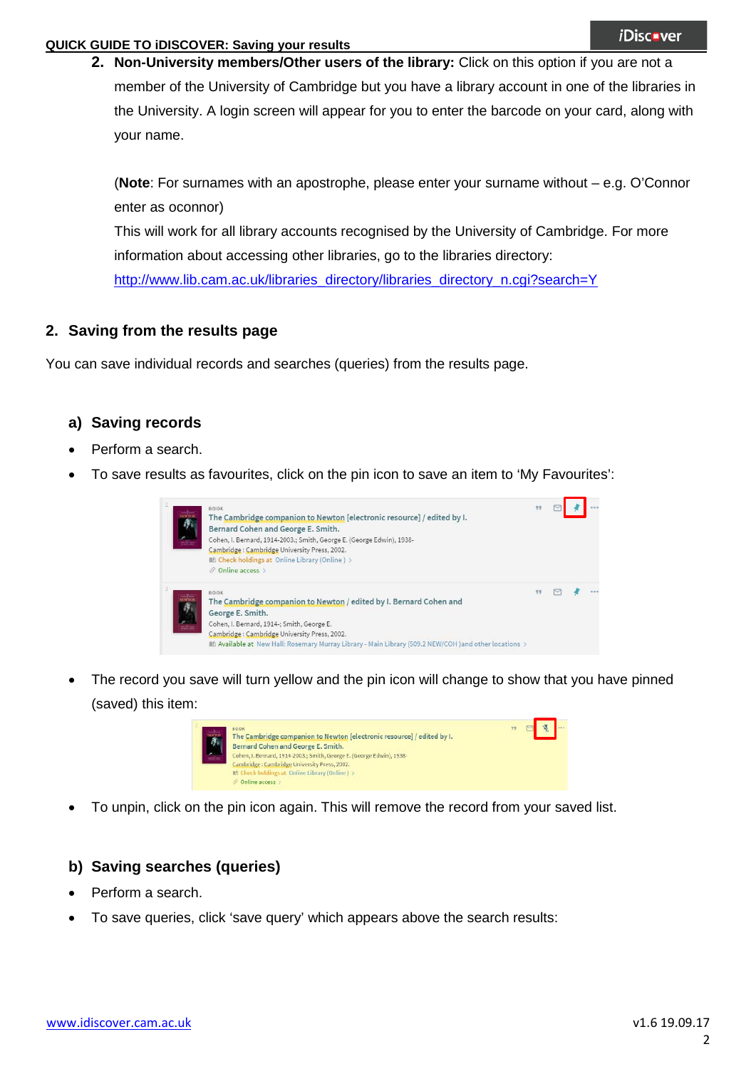2. **Non-University members/Other users of the library:** Click on this option if you are not a member of the University of Cambridge but you have a library account in one of the libraries in the University. A login screen will appear for you to enter the barcode on your card, along with your name.

   (**Note**: For surnames with an apostrophe, please enter your surname without – e.g. O'Connor enter as oconnor)
   This will work for all library accounts recognised by the University of Cambridge. For more information about accessing other libraries, go to the libraries directory: http://www.lib.cam.ac.uk/libraries_directory/libraries_directory_n.cgi?search=Y

## 2. Saving from the results page

You can save individual records and searches (queries) from the results page.

### a) Saving records

- Perform a search.
- To save results as favourites, click on the pin icon to save an item to 'My Favourites':
- The record you save will turn yellow and the pin icon will change to show that you have pinned (saved) this item:
- To unpin, click on the pin icon again. This will remove the record from your saved list.

### b) Saving searches (queries)

- Perform a search.
- To save queries, click 'save query' which appears above the search results: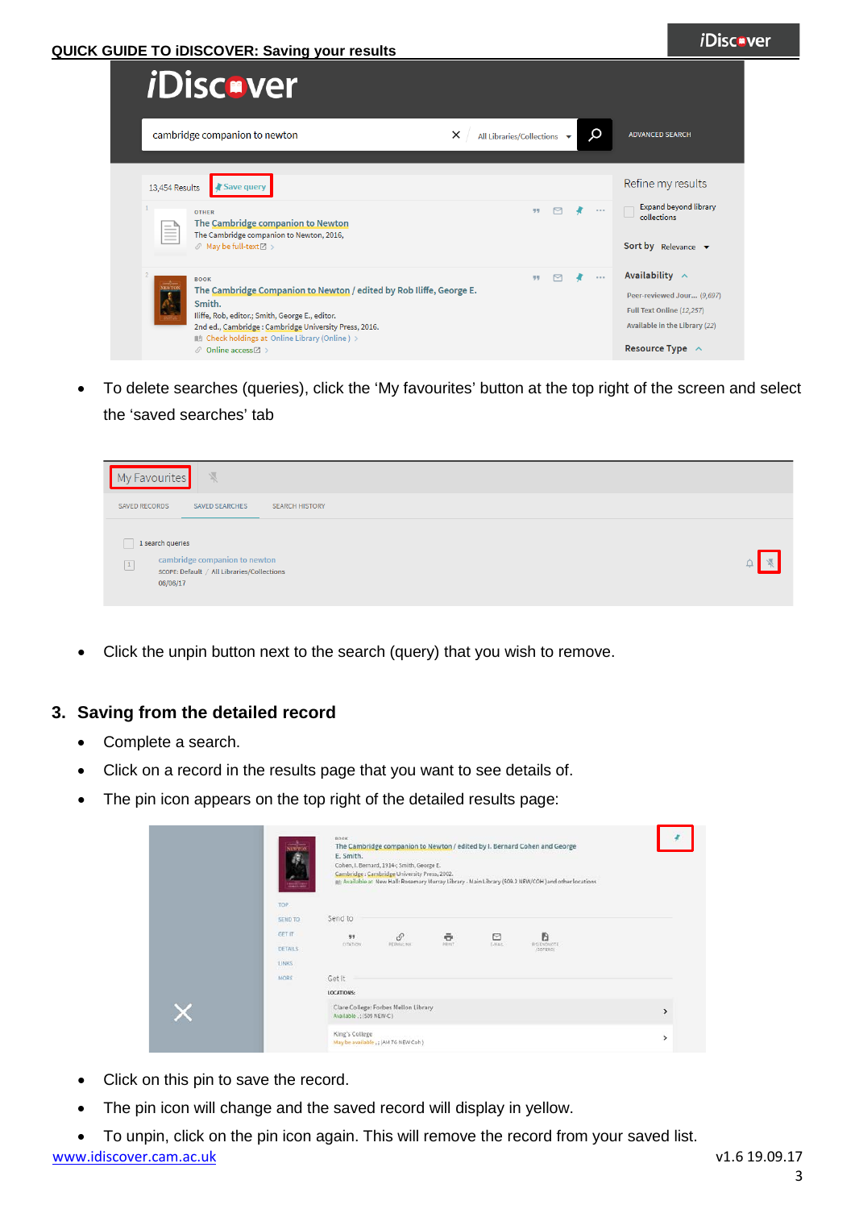- To delete searches (queries), click the 'My favourites' button at the top right of the screen and select the 'saved searches' tab

- Click the unpin button next to the search (query) that you wish to remove.

## 3. Saving from the detailed record

- Complete a search.
- Click on a record in the results page that you want to see details of.
- The pin icon appears on the top right of the detailed results page:

- Click on this pin to save the record.
- The pin icon will change and the saved record will display in yellow.
- To unpin, click on the pin icon again. This will remove the record from your saved list.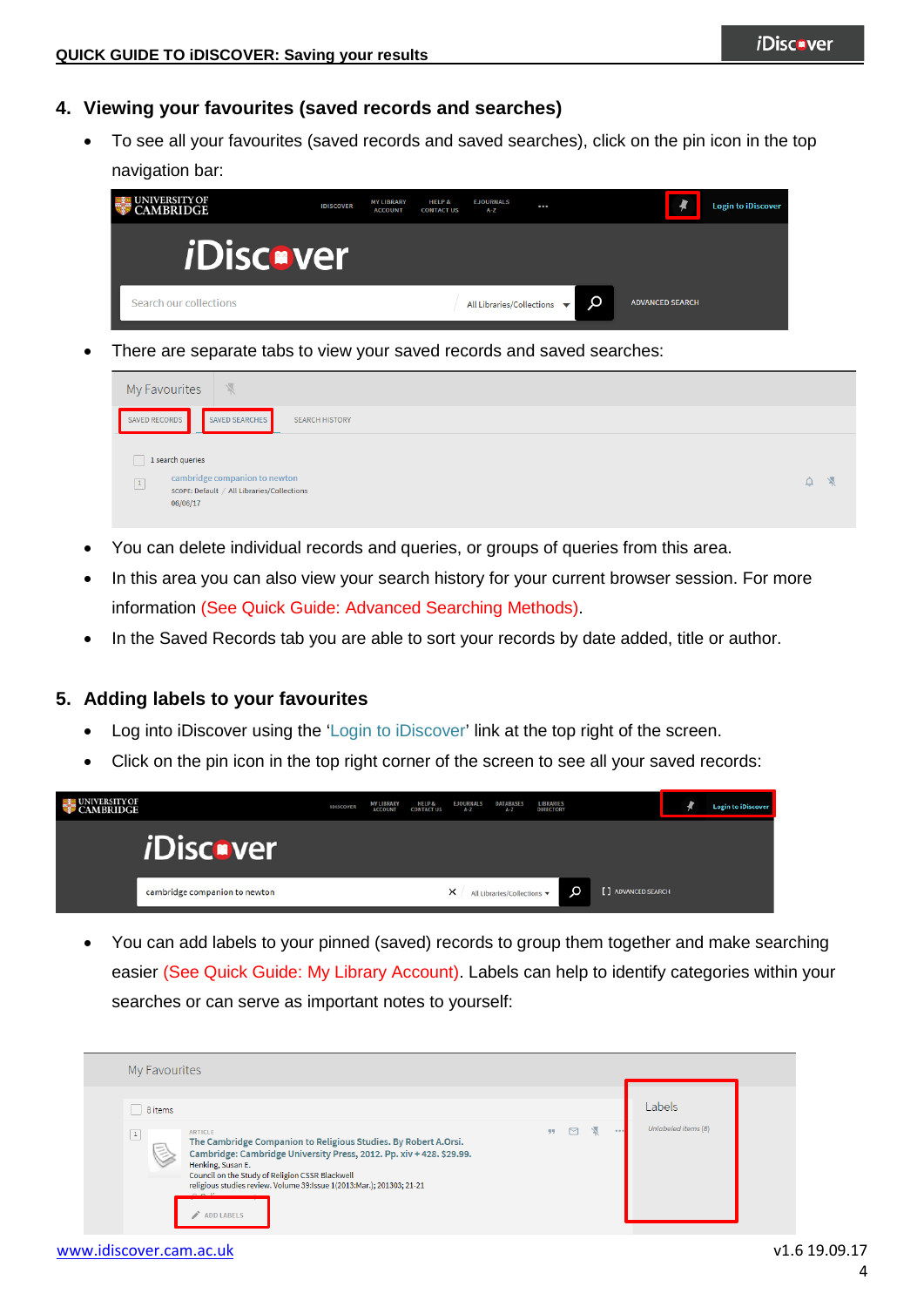## 4. Viewing your favourites (saved records and searches)

- To see all your favourites (saved records and saved searches), click on the pin icon in the top navigation bar:

- There are separate tabs to view your saved records and saved searches:

- You can delete individual records and queries, or groups of queries from this area.
- In this area you can also view your search history for your current browser session. For more information (See Quick Guide: Advanced Searching Methods).
- In the Saved Records tab you are able to sort your records by date added, title or author.

## 5. Adding labels to your favourites

- Log into iDiscover using the 'Login to iDiscover' link at the top right of the screen.
- Click on the pin icon in the top right corner of the screen to see all your saved records:

- You can add labels to your pinned (saved) records to group them together and make searching easier (See Quick Guide: My Library Account). Labels can help to identify categories within your searches or can serve as important notes to yourself:

www.idiscover.cam.ac.uk

v1.6 19.09.17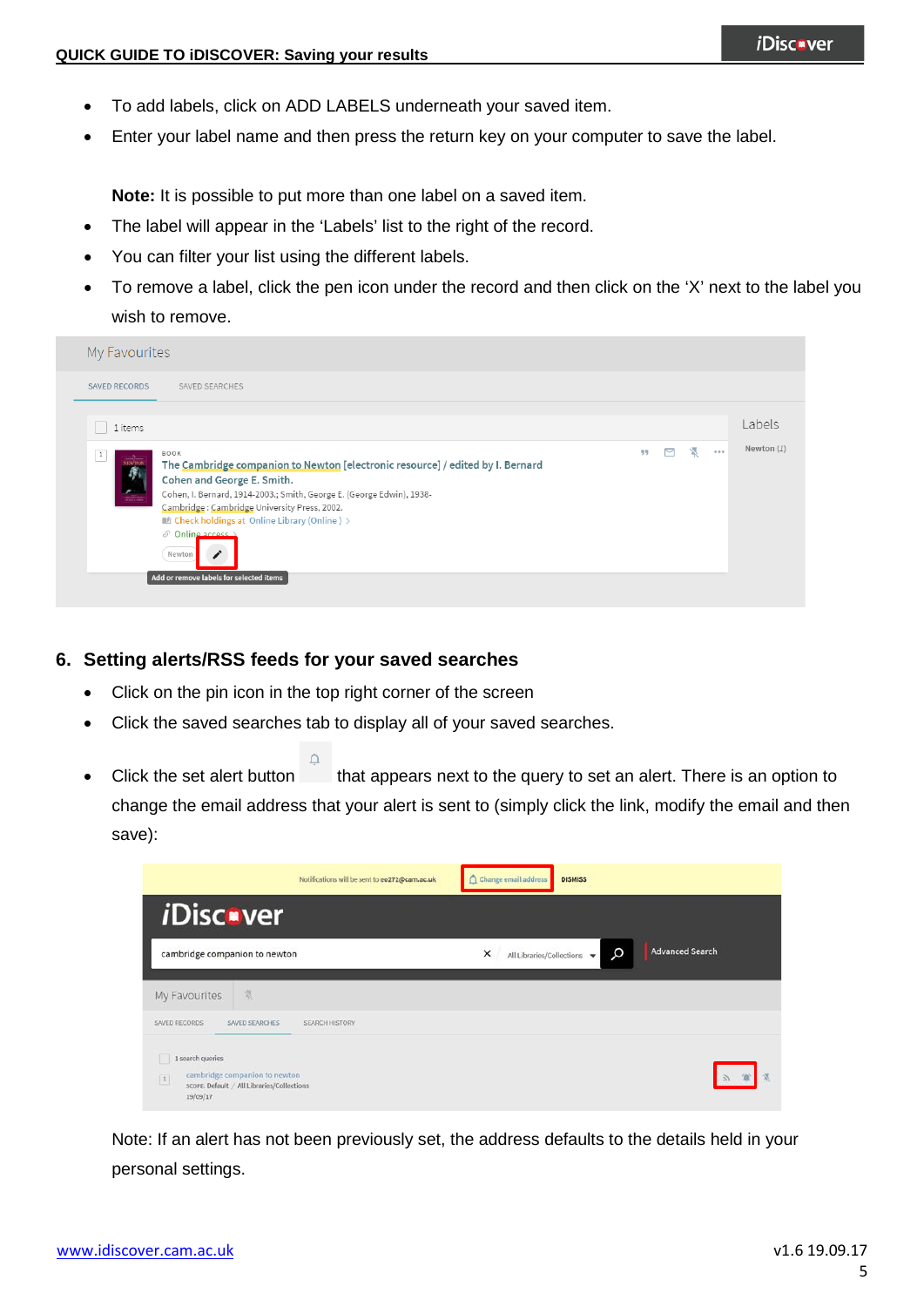- To add labels, click on ADD LABELS underneath your saved item.
- Enter your label name and then press the return key on your computer to save the label.

  **Note:** It is possible to put more than one label on a saved item.

- The label will appear in the 'Labels' list to the right of the record.
- You can filter your list using the different labels.
- To remove a label, click the pen icon under the record and then click on the 'X' next to the label you wish to remove.

## 6. Setting alerts/RSS feeds for your saved searches

- Click on the pin icon in the top right corner of the screen
- Click the saved searches tab to display all of your saved searches.
- Click the set alert button that appears next to the query to set an alert. There is an option to change the email address that your alert is sent to (simply click the link, modify the email and then save):

Note: If an alert has not been previously set, the address defaults to the details held in your personal settings.

[www.idiscover.cam.ac.uk](http://www.idiscover.cam.ac.uk)

v1.6 19.09.17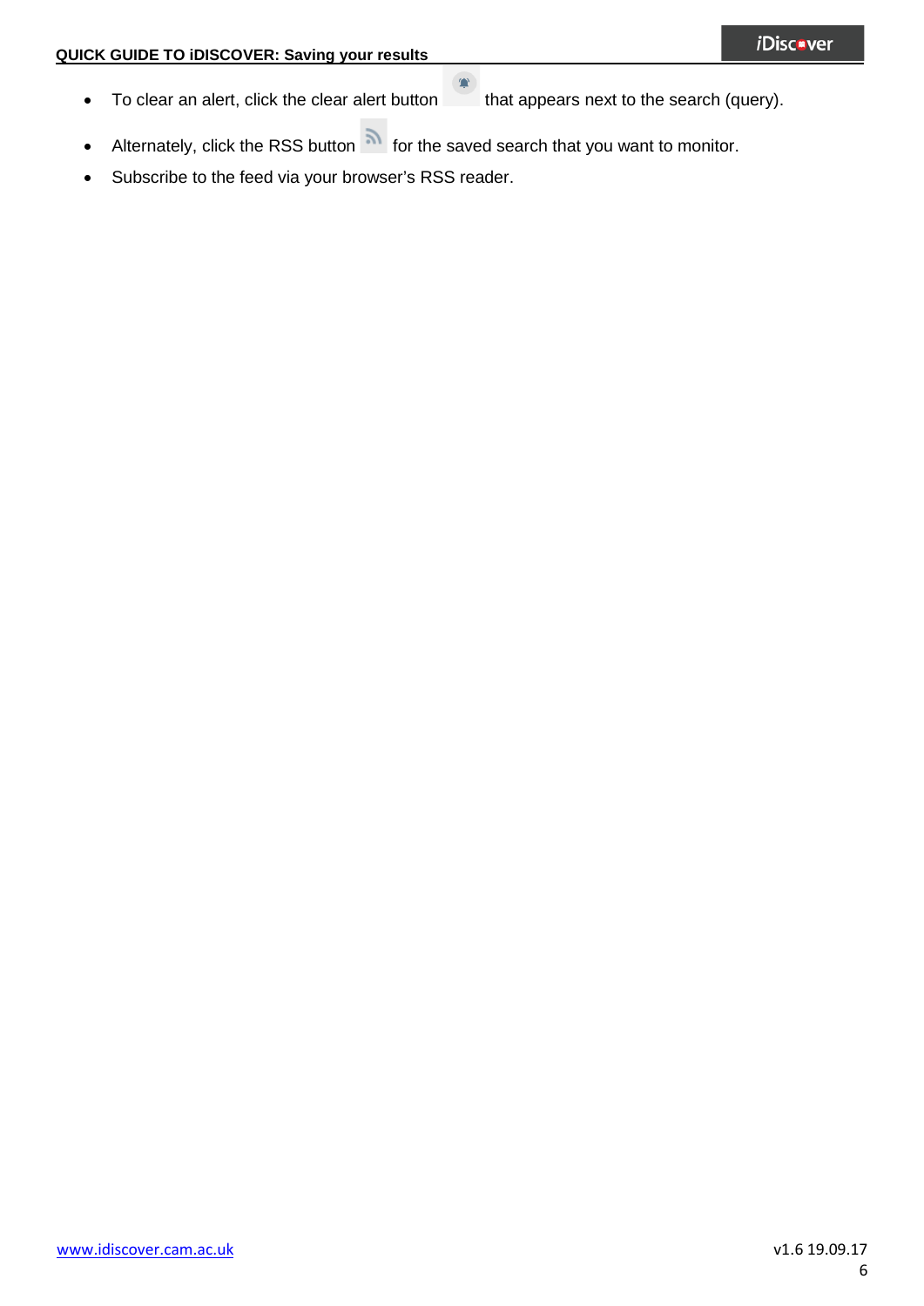- To clear an alert, click the clear alert button that appears next to the search (query).
- Alternately, click the RSS button for the saved search that you want to monitor.
- Subscribe to the feed via your browser's RSS reader.